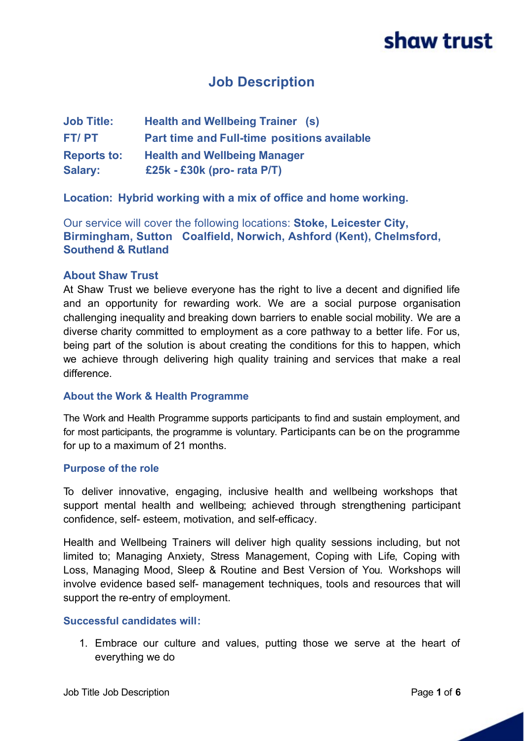shaw trust

# Job Description

**Job Title:** **Health and Wellbeing Trainer (s)**
**FT/ PT** **Part time and Full-time positions available**
**Reports to:** **Health and Wellbeing Manager**
**Salary:** **£25k - £30k (pro- rata P/T)**

**Location: Hybrid working with a mix of office and home working.**

Our service will cover the following locations: **Stoke, Leicester City, Birmingham, Sutton Coalfield, Norwich, Ashford (Kent), Chelmsford, Southend & Rutland**

## About Shaw Trust

At Shaw Trust we believe everyone has the right to live a decent and dignified life and an opportunity for rewarding work. We are a social purpose organisation challenging inequality and breaking down barriers to enable social mobility. We are a diverse charity committed to employment as a core pathway to a better life. For us, being part of the solution is about creating the conditions for this to happen, which we achieve through delivering high quality training and services that make a real difference.

## About the Work & Health Programme

The Work and Health Programme supports participants to find and sustain employment, and for most participants, the programme is voluntary. Participants can be on the programme for up to a maximum of 21 months.

## Purpose of the role

To deliver innovative, engaging, inclusive health and wellbeing workshops that support mental health and wellbeing; achieved through strengthening participant confidence, self- esteem, motivation, and self-efficacy.

Health and Wellbeing Trainers will deliver high quality sessions including, but not limited to; Managing Anxiety, Stress Management, Coping with Life, Coping with Loss, Managing Mood, Sleep & Routine and Best Version of You. Workshops will involve evidence based self- management techniques, tools and resources that will support the re-entry of employment.

## Successful candidates will:

1. Embrace our culture and values, putting those we serve at the heart of everything we do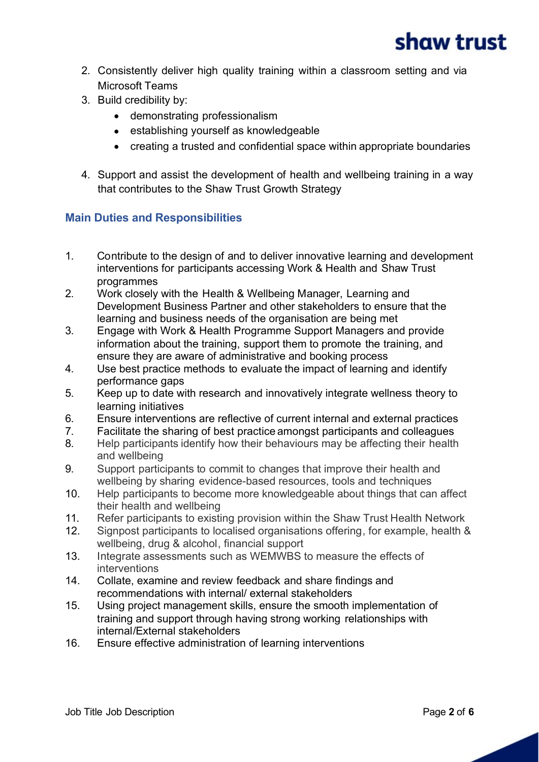2. Consistently deliver high quality training within a classroom setting and via Microsoft Teams
3. Build credibility by:
    - demonstrating professionalism
    - establishing yourself as knowledgeable
    - creating a trusted and confidential space within appropriate boundaries
4. Support and assist the development of health and wellbeing training in a way that contributes to the Shaw Trust Growth Strategy

## Main Duties and Responsibilities

1. Contribute to the design of and to deliver innovative learning and development interventions for participants accessing Work & Health and Shaw Trust programmes
2. Work closely with the Health & Wellbeing Manager, Learning and Development Business Partner and other stakeholders to ensure that the learning and business needs of the organisation are being met
3. Engage with Work & Health Programme Support Managers and provide information about the training, support them to promote the training, and ensure they are aware of administrative and booking process
4. Use best practice methods to evaluate the impact of learning and identify performance gaps
5. Keep up to date with research and innovatively integrate wellness theory to learning initiatives
6. Ensure interventions are reflective of current internal and external practices
7. Facilitate the sharing of best practice amongst participants and colleagues
8. Help participants identify how their behaviours may be affecting their health and wellbeing
9. Support participants to commit to changes that improve their health and wellbeing by sharing evidence-based resources, tools and techniques
10. Help participants to become more knowledgeable about things that can affect their health and wellbeing
11. Refer participants to existing provision within the Shaw Trust Health Network
12. Signpost participants to localised organisations offering, for example, health & wellbeing, drug & alcohol, financial support
13. Integrate assessments such as WEMWBS to measure the effects of interventions
14. Collate, examine and review feedback and share findings and recommendations with internal/ external stakeholders
15. Using project management skills, ensure the smooth implementation of training and support through having strong working relationships with internal/External stakeholders
16. Ensure effective administration of learning interventions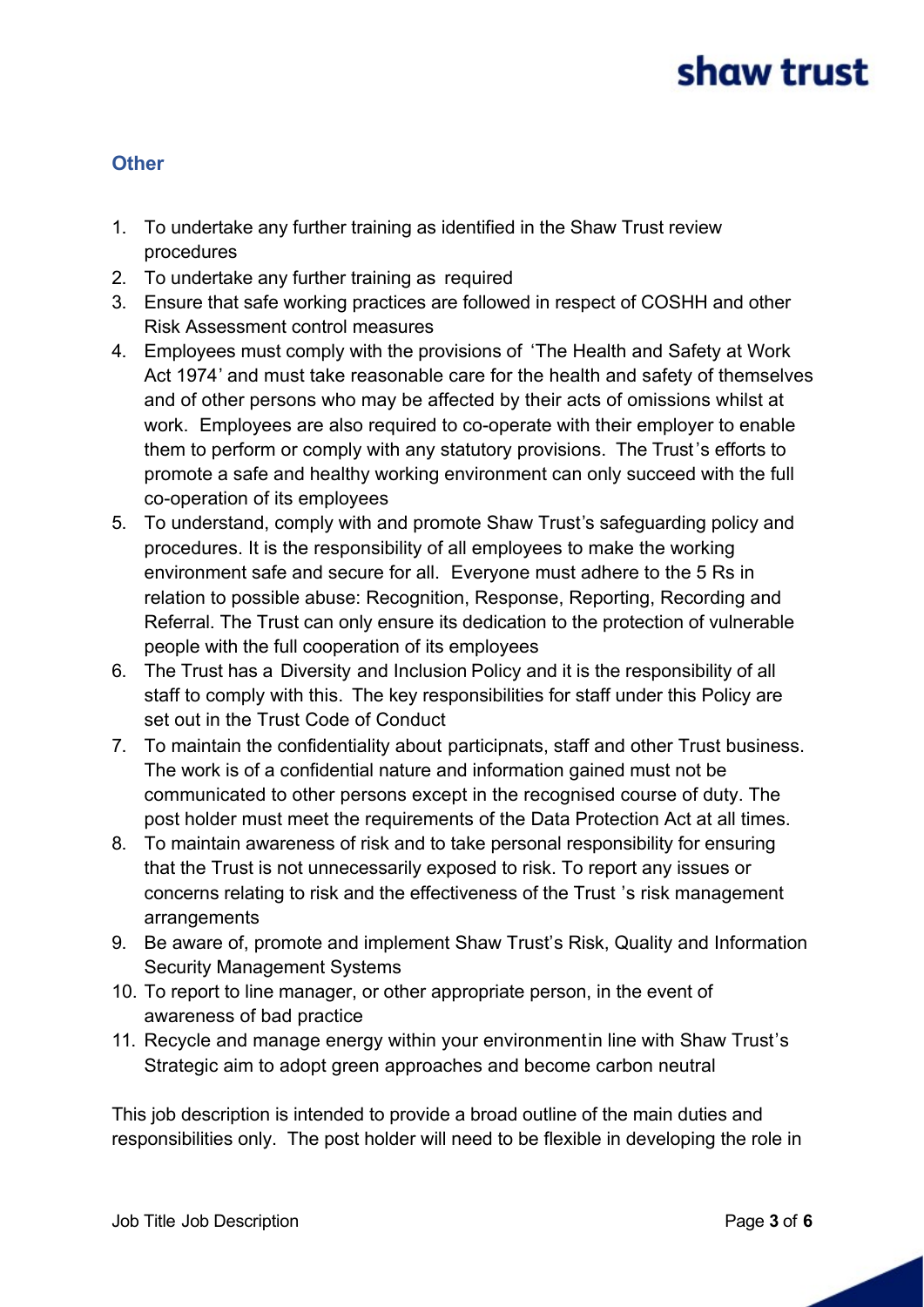## Other

1. To undertake any further training as identified in the Shaw Trust review procedures
2. To undertake any further training as required
3. Ensure that safe working practices are followed in respect of COSHH and other Risk Assessment control measures
4. Employees must comply with the provisions of 'The Health and Safety at Work Act 1974' and must take reasonable care for the health and safety of themselves and of other persons who may be affected by their acts of omissions whilst at work. Employees are also required to co-operate with their employer to enable them to perform or comply with any statutory provisions. The Trust's efforts to promote a safe and healthy working environment can only succeed with the full co-operation of its employees
5. To understand, comply with and promote Shaw Trust's safeguarding policy and procedures. It is the responsibility of all employees to make the working environment safe and secure for all. Everyone must adhere to the 5 Rs in relation to possible abuse: Recognition, Response, Reporting, Recording and Referral. The Trust can only ensure its dedication to the protection of vulnerable people with the full cooperation of its employees
6. The Trust has a Diversity and Inclusion Policy and it is the responsibility of all staff to comply with this. The key responsibilities for staff under this Policy are set out in the Trust Code of Conduct
7. To maintain the confidentiality about participnats, staff and other Trust business. The work is of a confidential nature and information gained must not be communicated to other persons except in the recognised course of duty. The post holder must meet the requirements of the Data Protection Act at all times.
8. To maintain awareness of risk and to take personal responsibility for ensuring that the Trust is not unnecessarily exposed to risk. To report any issues or concerns relating to risk and the effectiveness of the Trust 's risk management arrangements
9. Be aware of, promote and implement Shaw Trust's Risk, Quality and Information Security Management Systems
10. To report to line manager, or other appropriate person, in the event of awareness of bad practice
11. Recycle and manage energy within your environmentin line with Shaw Trust's Strategic aim to adopt green approaches and become carbon neutral

This job description is intended to provide a broad outline of the main duties and responsibilities only. The post holder will need to be flexible in developing the role in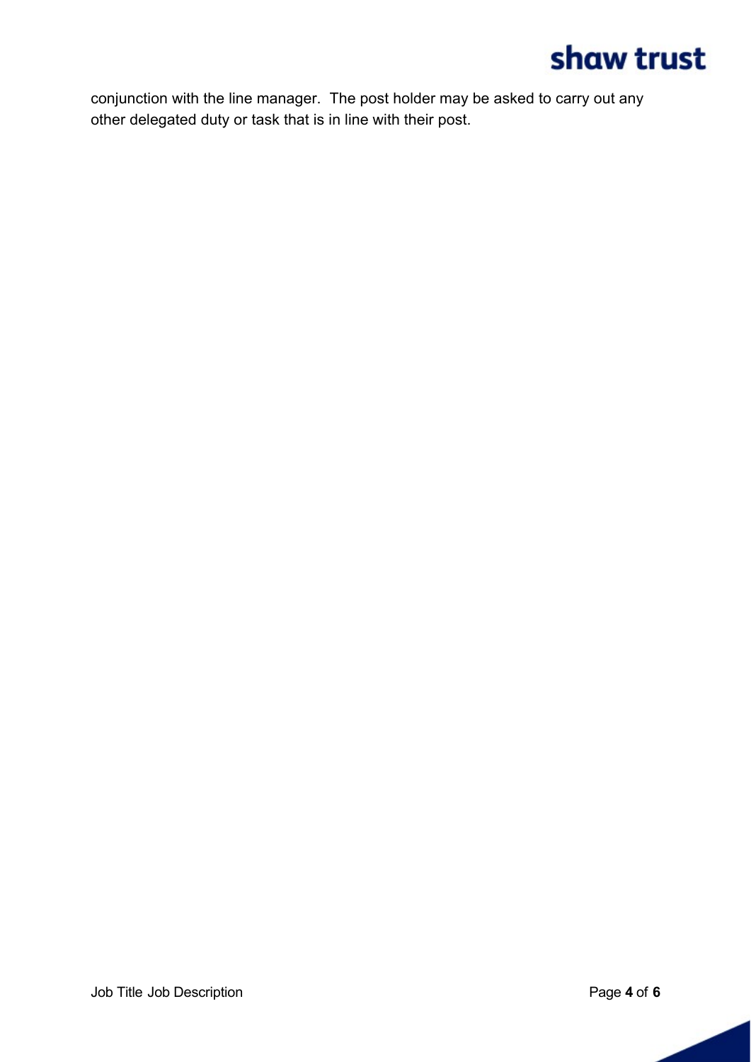conjunction with the line manager. The post holder may be asked to carry out any other delegated duty or task that is in line with their post.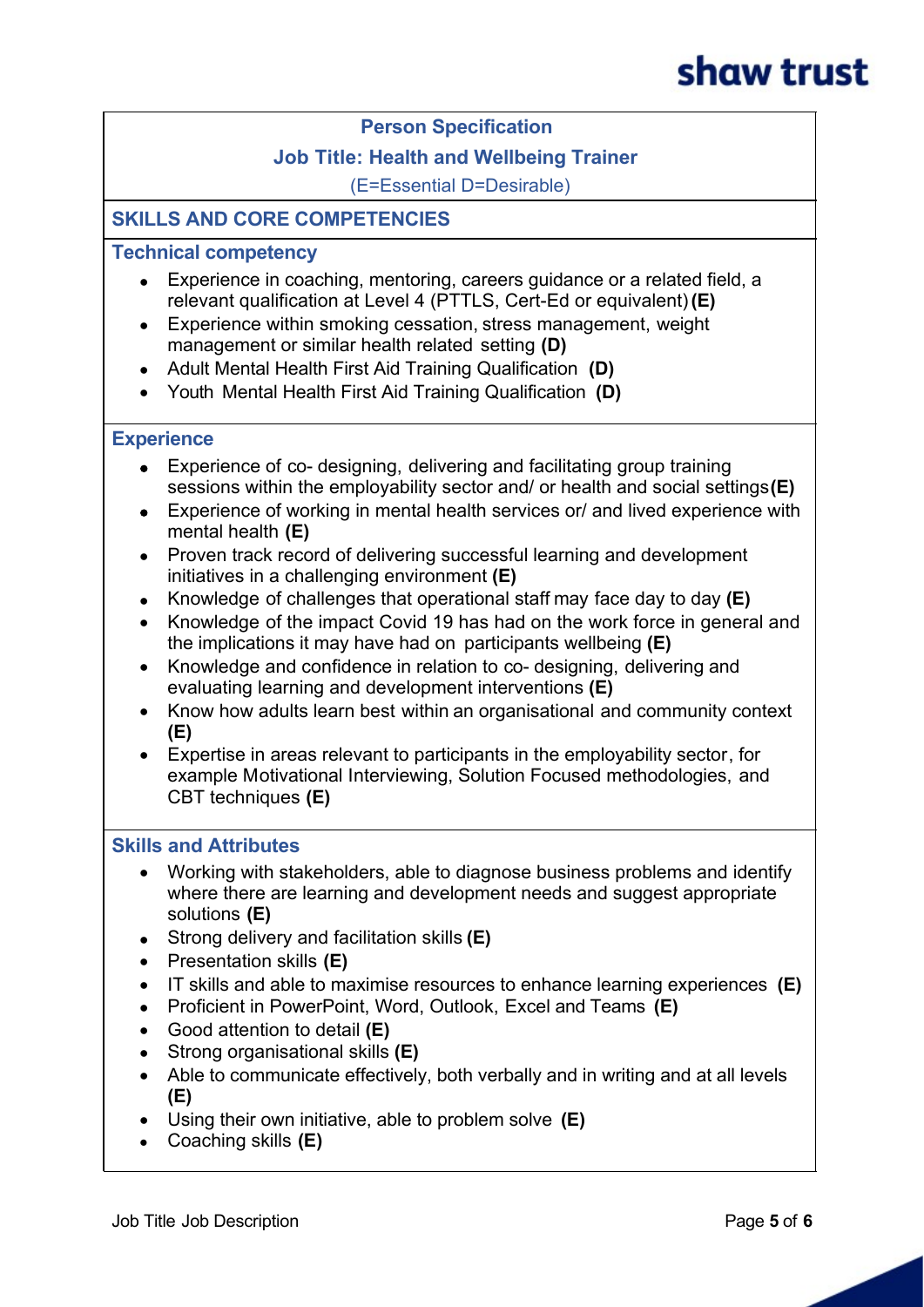## Person Specification

### Job Title: Health and Wellbeing Trainer

(E=Essential D=Desirable)

## SKILLS AND CORE COMPETENCIES

### Technical competency

- Experience in coaching, mentoring, careers guidance or a related field, a relevant qualification at Level 4 (PTTLS, Cert-Ed or equivalent) **(E)**
- Experience within smoking cessation, stress management, weight management or similar health related setting **(D)**
- Adult Mental Health First Aid Training Qualification **(D)**
- Youth Mental Health First Aid Training Qualification **(D)**

### Experience

- Experience of co- designing, delivering and facilitating group training sessions within the employability sector and/ or health and social settings **(E)**
- Experience of working in mental health services or/ and lived experience with mental health **(E)**
- Proven track record of delivering successful learning and development initiatives in a challenging environment **(E)**
- Knowledge of challenges that operational staff may face day to day **(E)**
- Knowledge of the impact Covid 19 has had on the work force in general and the implications it may have had on participants wellbeing **(E)**
- Knowledge and confidence in relation to co- designing, delivering and evaluating learning and development interventions **(E)**
- Know how adults learn best within an organisational and community context **(E)**
- Expertise in areas relevant to participants in the employability sector, for example Motivational Interviewing, Solution Focused methodologies, and CBT techniques **(E)**

### Skills and Attributes

- Working with stakeholders, able to diagnose business problems and identify where there are learning and development needs and suggest appropriate solutions **(E)**
- Strong delivery and facilitation skills **(E)**
- Presentation skills **(E)**
- IT skills and able to maximise resources to enhance learning experiences **(E)**
- Proficient in PowerPoint, Word, Outlook, Excel and Teams **(E)**
- Good attention to detail **(E)**
- Strong organisational skills **(E)**
- Able to communicate effectively, both verbally and in writing and at all levels **(E)**
- Using their own initiative, able to problem solve **(E)**
- Coaching skills **(E)**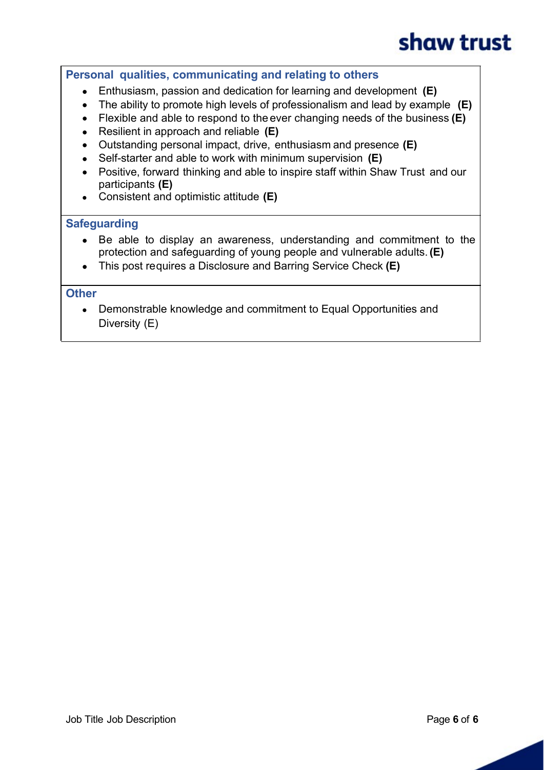### Personal qualities, communicating and relating to others

- Enthusiasm, passion and dedication for learning and development **(E)**
- The ability to promote high levels of professionalism and lead by example **(E)**
- Flexible and able to respond to the ever changing needs of the business **(E)**
- Resilient in approach and reliable **(E)**
- Outstanding personal impact, drive, enthusiasm and presence **(E)**
- Self-starter and able to work with minimum supervision **(E)**
- Positive, forward thinking and able to inspire staff within Shaw Trust and our participants **(E)**
- Consistent and optimistic attitude **(E)**

### Safeguarding

- Be able to display an awareness, understanding and commitment to the protection and safeguarding of young people and vulnerable adults. **(E)**
- This post requires a Disclosure and Barring Service Check **(E)**

### Other

- Demonstrable knowledge and commitment to Equal Opportunities and Diversity (E)